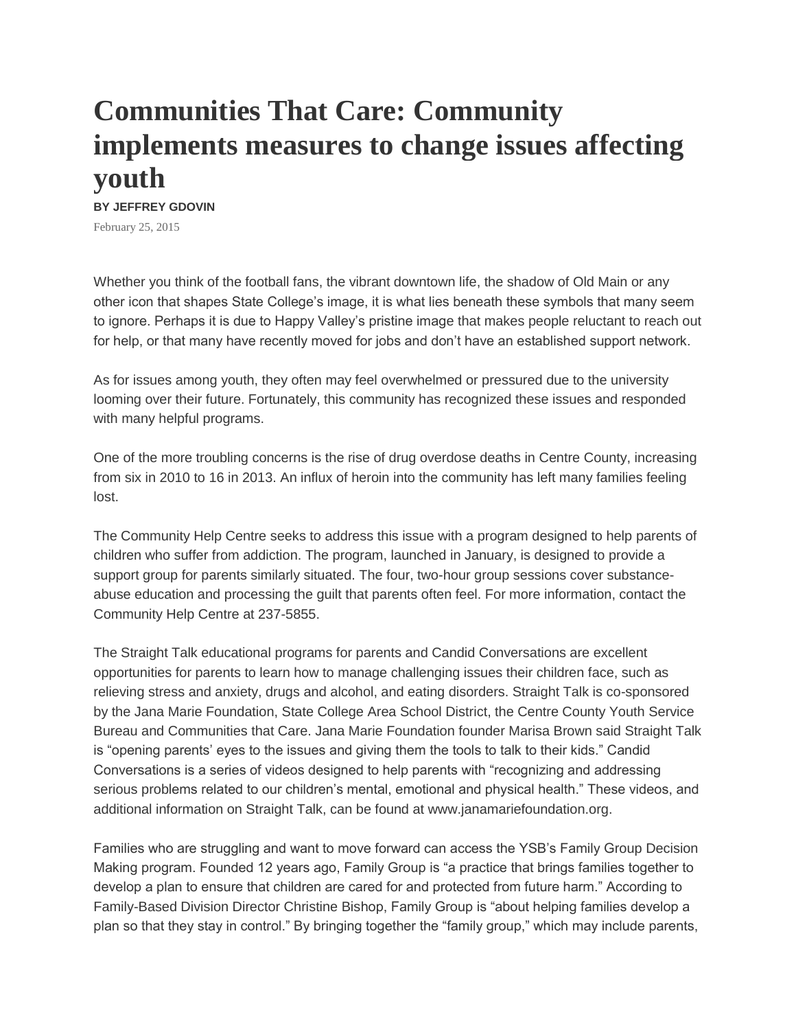# Communities That Care: Community implements measures to change issues affecting youth

**BY JEFFREY GDOVIN**

February 25, 2015

Whether you think of the football fans, the vibrant downtown life, the shadow of Old Main or any other icon that shapes State College's image, it is what lies beneath these symbols that many seem to ignore. Perhaps it is due to Happy Valley's pristine image that makes people reluctant to reach out for help, or that many have recently moved for jobs and don't have an established support network.

As for issues among youth, they often may feel overwhelmed or pressured due to the university looming over their future. Fortunately, this community has recognized these issues and responded with many helpful programs.

One of the more troubling concerns is the rise of drug overdose deaths in Centre County, increasing from six in 2010 to 16 in 2013. An influx of heroin into the community has left many families feeling lost.

The Community Help Centre seeks to address this issue with a program designed to help parents of children who suffer from addiction. The program, launched in January, is designed to provide a support group for parents similarly situated. The four, two-hour group sessions cover substance-abuse education and processing the guilt that parents often feel. For more information, contact the Community Help Centre at 237-5855.

The Straight Talk educational programs for parents and Candid Conversations are excellent opportunities for parents to learn how to manage challenging issues their children face, such as relieving stress and anxiety, drugs and alcohol, and eating disorders. Straight Talk is co-sponsored by the Jana Marie Foundation, State College Area School District, the Centre County Youth Service Bureau and Communities that Care. Jana Marie Foundation founder Marisa Brown said Straight Talk is "opening parents' eyes to the issues and giving them the tools to talk to their kids." Candid Conversations is a series of videos designed to help parents with "recognizing and addressing serious problems related to our children's mental, emotional and physical health." These videos, and additional information on Straight Talk, can be found at www.janamariefoundation.org.

Families who are struggling and want to move forward can access the YSB's Family Group Decision Making program. Founded 12 years ago, Family Group is "a practice that brings families together to develop a plan to ensure that children are cared for and protected from future harm." According to Family-Based Division Director Christine Bishop, Family Group is "about helping families develop a plan so that they stay in control." By bringing together the "family group," which may include parents,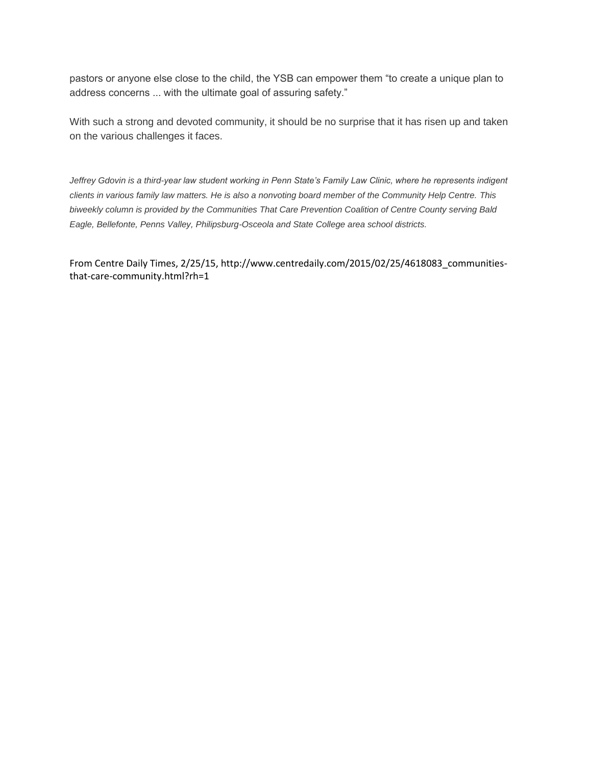pastors or anyone else close to the child, the YSB can empower them "to create a unique plan to address concerns ... with the ultimate goal of assuring safety."

With such a strong and devoted community, it should be no surprise that it has risen up and taken on the various challenges it faces.

*Jeffrey Gdovin is a third-year law student working in Penn State's Family Law Clinic, where he represents indigent clients in various family law matters. He is also a nonvoting board member of the Community Help Centre. This biweekly column is provided by the Communities That Care Prevention Coalition of Centre County serving Bald Eagle, Bellefonte, Penns Valley, Philipsburg-Osceola and State College area school districts.*

From Centre Daily Times, 2/25/15, http://www.centredaily.com/2015/02/25/4618083_communities-that-care-community.html?rh=1